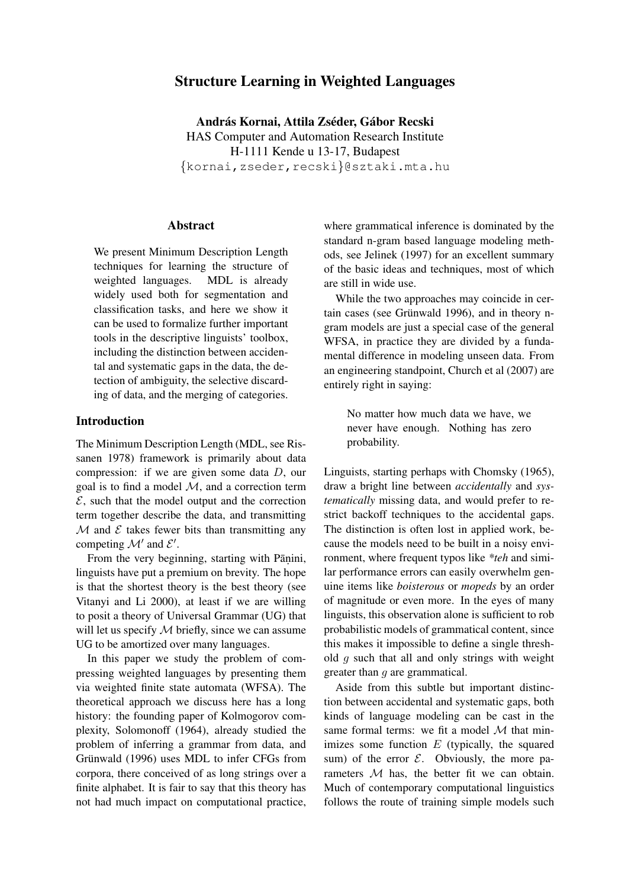# Structure Learning in Weighted Languages

**András Kornai, Attila Zséder, Gábor Recski**
HAS Computer and Automation Research Institute
H-1111 Kende u 13-17, Budapest
{kornai,zseder,recski}@sztaki.mta.hu

## Abstract

We present Minimum Description Length techniques for learning the structure of weighted languages. MDL is already widely used both for segmentation and classification tasks, and here we show it can be used to formalize further important tools in the descriptive linguists' toolbox, including the distinction between accidental and systematic gaps in the data, the detection of ambiguity, the selective discarding of data, and the merging of categories.

## Introduction

The Minimum Description Length (MDL, see Rissanen 1978) framework is primarily about data compression: if we are given some data $D$, our goal is to find a model $\mathcal{M}$, and a correction term $\mathcal{E}$, such that the model output and the correction term together describe the data, and transmitting $\mathcal{M}$ and $\mathcal{E}$ takes fewer bits than transmitting any competing $\mathcal{M}'$ and $\mathcal{E}'$.

From the very beginning, starting with Pāṇini, linguists have put a premium on brevity. The hope is that the shortest theory is the best theory (see Vitanyi and Li 2000), at least if we are willing to posit a theory of Universal Grammar (UG) that will let us specify $\mathcal{M}$ briefly, since we can assume UG to be amortized over many languages.

In this paper we study the problem of compressing weighted languages by presenting them via weighted finite state automata (WFSA). The theoretical approach we discuss here has a long history: the founding paper of Kolmogorov complexity, Solomonoff (1964), already studied the problem of inferring a grammar from data, and Grünwald (1996) uses MDL to infer CFGs from corpora, there conceived of as long strings over a finite alphabet. It is fair to say that this theory has not had much impact on computational practice, where grammatical inference is dominated by the standard n-gram based language modeling methods, see Jelinek (1997) for an excellent summary of the basic ideas and techniques, most of which are still in wide use.

While the two approaches may coincide in certain cases (see Grünwald 1996), and in theory n-gram models are just a special case of the general WFSA, in practice they are divided by a fundamental difference in modeling unseen data. From an engineering standpoint, Church et al (2007) are entirely right in saying:

> No matter how much data we have, we never have enough. Nothing has zero probability.

Linguists, starting perhaps with Chomsky (1965), draw a bright line between *accidentally* and *systematically* missing data, and would prefer to restrict backoff techniques to the accidental gaps. The distinction is often lost in applied work, because the models need to be built in a noisy environment, where frequent typos like *\*teh* and similar performance errors can easily overwhelm genuine items like *boisterous* or *mopeds* by an order of magnitude or even more. In the eyes of many linguists, this observation alone is sufficient to rob probabilistic models of grammatical content, since this makes it impossible to define a single threshold $g$ such that all and only strings with weight greater than $g$ are grammatical.

Aside from this subtle but important distinction between accidental and systematic gaps, both kinds of language modeling can be cast in the same formal terms: we fit a model $\mathcal{M}$ that minimizes some function $E$ (typically, the squared sum) of the error $\mathcal{E}$. Obviously, the more parameters $\mathcal{M}$ has, the better fit we can obtain. Much of contemporary computational linguistics follows the route of training simple models such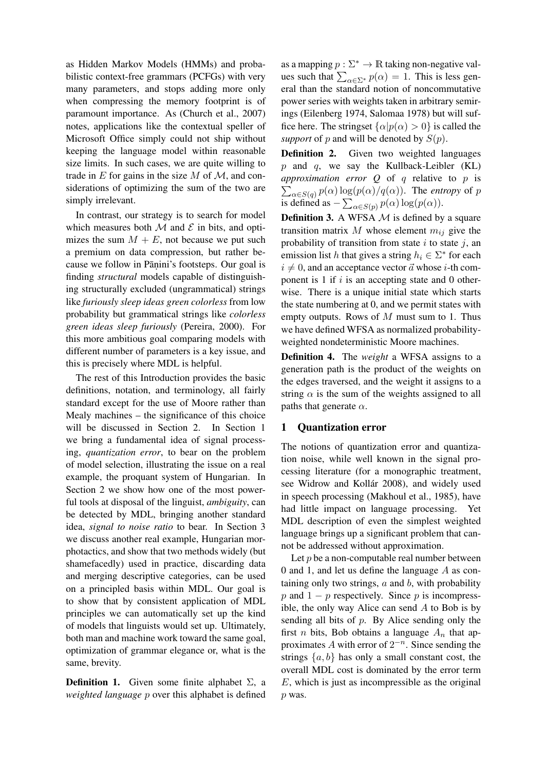as Hidden Markov Models (HMMs) and probabilistic context-free grammars (PCFGs) with very many parameters, and stops adding more only when compressing the memory footprint is of paramount importance. As (Church et al., 2007) notes, applications like the contextual speller of Microsoft Office simply could not ship without keeping the language model within reasonable size limits. In such cases, we are quite willing to trade in $E$ for gains in the size $M$ of $\mathcal{M}$, and considerations of optimizing the sum of the two are simply irrelevant.

In contrast, our strategy is to search for model which measures both $\mathcal{M}$ and $\mathcal{E}$ in bits, and optimizes the sum $M + E$, not because we put such a premium on data compression, but rather because we follow in Pāṇini's footsteps. Our goal is finding *structural* models capable of distinguishing structurally excluded (ungrammatical) strings like *furiously sleep ideas green colorless* from low probability but grammatical strings like *colorless green ideas sleep furiously* (Pereira, 2000). For this more ambitious goal comparing models with different number of parameters is a key issue, and this is precisely where MDL is helpful.

The rest of this Introduction provides the basic definitions, notation, and terminology, all fairly standard except for the use of Moore rather than Mealy machines – the significance of this choice will be discussed in Section 2. In Section 1 we bring a fundamental idea of signal processing, *quantization error*, to bear on the problem of model selection, illustrating the issue on a real example, the proquant system of Hungarian. In Section 2 we show how one of the most powerful tools at disposal of the linguist, *ambiguity*, can be detected by MDL, bringing another standard idea, *signal to noise ratio* to bear. In Section 3 we discuss another real example, Hungarian morphotactics, and show that two methods widely (but shamefacedly) used in practice, discarding data and merging descriptive categories, can be used on a principled basis within MDL. Our goal is to show that by consistent application of MDL principles we can automatically set up the kind of models that linguists would set up. Ultimately, both man and machine work toward the same goal, optimization of grammar elegance or, what is the same, brevity.

**Definition 1.** Given some finite alphabet $\Sigma$, a *weighted language* $p$ over this alphabet is defined as a mapping $p : \Sigma^* \to \mathbb{R}$ taking non-negative values such that $\sum_{\alpha \in \Sigma^*} p(\alpha) = 1$. This is less general than the standard notion of noncommutative power series with weights taken in arbitrary semirings (Eilenberg 1974, Salomaa 1978) but will suffice here. The stringset $\{\alpha | p(\alpha) > 0\}$ is called the *support* of $p$ and will be denoted by $S(p)$.

**Definition 2.** Given two weighted languages $p$ and $q$, we say the Kullback-Leibler (KL) *approximation error* $Q$ of $q$ relative to $p$ is $\sum_{\alpha \in S(q)} p(\alpha) \log(p(\alpha)/q(\alpha))$. The *entropy* of $p$ is defined as $-\sum_{\alpha \in S(p)} p(\alpha) \log(p(\alpha))$.

**Definition 3.** A WFSA $\mathcal{M}$ is defined by a square transition matrix $M$ whose element $m_{ij}$ give the probability of transition from state $i$ to state $j$, an emission list $h$ that gives a string $h_i \in \Sigma^*$ for each $i \neq 0$, and an acceptance vector $\vec{a}$ whose $i$-th component is 1 if $i$ is an accepting state and 0 otherwise. There is a unique initial state which starts the state numbering at 0, and we permit states with empty outputs. Rows of $M$ must sum to 1. Thus we have defined WFSA as normalized probability-weighted nondeterministic Moore machines.

**Definition 4.** The *weight* a WFSA assigns to a generation path is the product of the weights on the edges traversed, and the weight it assigns to a string $\alpha$ is the sum of the weights assigned to all paths that generate $\alpha$.

## 1 Quantization error

The notions of quantization error and quantization noise, while well known in the signal processing literature (for a monographic treatment, see Widrow and Kollár 2008), and widely used in speech processing (Makhoul et al., 1985), have had little impact on language processing. Yet MDL description of even the simplest weighted language brings up a significant problem that cannot be addressed without approximation.

Let $p$ be a non-computable real number between 0 and 1, and let us define the language $A$ as containing only two strings, $a$ and $b$, with probability $p$ and $1 - p$ respectively. Since $p$ is incompressible, the only way Alice can send $A$ to Bob is by sending all bits of $p$. By Alice sending only the first $n$ bits, Bob obtains a language $A_n$ that approximates $A$ with error of $2^{-n}$. Since sending the strings $\{a, b\}$ has only a small constant cost, the overall MDL cost is dominated by the error term $E$, which is just as incompressible as the original $p$ was.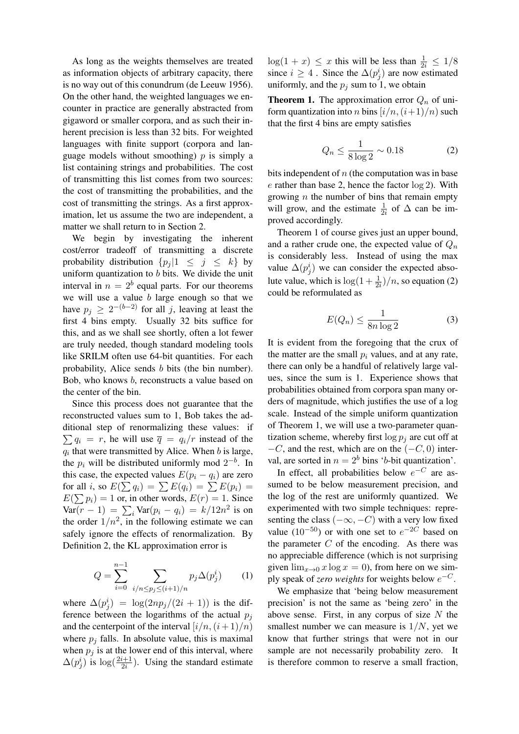As long as the weights themselves are treated as information objects of arbitrary capacity, there is no way out of this conundrum (de Leeuw 1956). On the other hand, the weighted languages we encounter in practice are generally abstracted from gigaword or smaller corpora, and as such their inherent precision is less than 32 bits. For weighted languages with finite support (corpora and language models without smoothing) $p$ is simply a list containing strings and probabilities. The cost of transmitting this list comes from two sources: the cost of transmitting the probabilities, and the cost of transmitting the strings. As a first approximation, let us assume the two are independent, a matter we shall return to in Section 2.

We begin by investigating the inherent cost/error tradeoff of transmitting a discrete probability distribution $\{p_j | 1 \leq j \leq k\}$ by uniform quantization to $b$ bits. We divide the unit interval in $n = 2^b$ equal parts. For our theorems we will use a value $b$ large enough so that we have $p_j \geq 2^{-(b-2)}$ for all $j$, leaving at least the first 4 bins empty. Usually 32 bits suffice for this, and as we shall see shortly, often a lot fewer are truly needed, though standard modeling tools like SRILM often use 64-bit quantities. For each probability, Alice sends $b$ bits (the bin number). Bob, who knows $b$, reconstructs a value based on the center of the bin.

Since this process does not guarantee that the reconstructed values sum to 1, Bob takes the additional step of renormalizing these values: if $\sum q_i = r$, he will use $\overline{q} = q_i/r$ instead of the $q_i$ that were transmitted by Alice. When $b$ is large, the $p_i$ will be distributed uniformly mod $2^{-b}$. In this case, the expected values $E(p_i - q_i)$ are zero for all $i$, so $E(\sum q_i) = \sum E(q_i) = \sum E(p_i) = E(\sum p_i) = 1$ or, in other words, $E(r) = 1$. Since $\text{Var}(r-1) = \sum_i \text{Var}(p_i - q_i) = k/12n^2$ is on the order $1/n^2$, in the following estimate we can safely ignore the effects of renormalization. By Definition 2, the KL approximation error is

$$Q = \sum_{i=0}^{n-1} \sum_{i/n \leq p_j \leq (i+1)/n} p_j \Delta(p_j^i) \qquad (1)$$

where $\Delta(p_j^i) = \log(2np_j/(2i+1))$ is the difference between the logarithms of the actual $p_j$ and the centerpoint of the interval $[i/n, (i+1)/n)$ where $p_j$ falls. In absolute value, this is maximal when $p_j$ is at the lower end of this interval, where $\Delta(p_j^i)$ is $\log(\frac{2i+1}{2i})$. Using the standard estimate $\log(1+x) \leq x$ this will be less than $\frac{1}{2i} \leq 1/8$ since $i \geq 4$ . Since the $\Delta(p_j^i)$ are now estimated uniformly, and the $p_j$ sum to 1, we obtain

**Theorem 1.** The approximation error $Q_n$ of uniform quantization into $n$ bins $[i/n, (i+1)/n)$ such that the first 4 bins are empty satisfies

$$Q_n \leq \frac{1}{8 \log 2} \sim 0.18 \qquad (2)$$

bits independent of $n$ (the computation was in base $e$ rather than base 2, hence the factor $\log 2$). With growing $n$ the number of bins that remain empty will grow, and the estimate $\frac{1}{2i}$ of $\Delta$ can be improved accordingly.

Theorem 1 of course gives just an upper bound, and a rather crude one, the expected value of $Q_n$ is considerably less. Instead of using the max value $\Delta(p_j^i)$ we can consider the expected absolute value, which is $\log(1 + \frac{1}{2i})/n$, so equation (2) could be reformulated as

$$E(Q_n) \leq \frac{1}{8n \log 2} \qquad (3)$$

It is evident from the foregoing that the crux of the matter are the small $p_i$ values, and at any rate, there can only be a handful of relatively large values, since the sum is 1. Experience shows that probabilities obtained from corpora span many orders of magnitude, which justifies the use of a log scale. Instead of the simple uniform quantization of Theorem 1, we will use a two-parameter quantization scheme, whereby first $\log p_j$ are cut off at $-C$, and the rest, which are on the $(-C, 0)$ interval, are sorted in $n = 2^b$ bins '$b$-bit quantization'.

In effect, all probabilities below $e^{-C}$ are assumed to be below measurement precision, and the log of the rest are uniformly quantized. We experimented with two simple techniques: representing the class $(-\infty, -C)$ with a very low fixed value ($10^{-50}$) or with one set to $e^{-2C}$ based on the parameter $C$ of the encoding. As there was no appreciable difference (which is not surprising given $\lim_{x \to 0} x \log x = 0$), from here on we simply speak of *zero weights* for weights below $e^{-C}$.

We emphasize that 'being below measurement precision' is not the same as 'being zero' in the above sense. First, in any corpus of size $N$ the smallest number we can measure is $1/N$, yet we know that further strings that were not in our sample are not necessarily probability zero. It is therefore common to reserve a small fraction,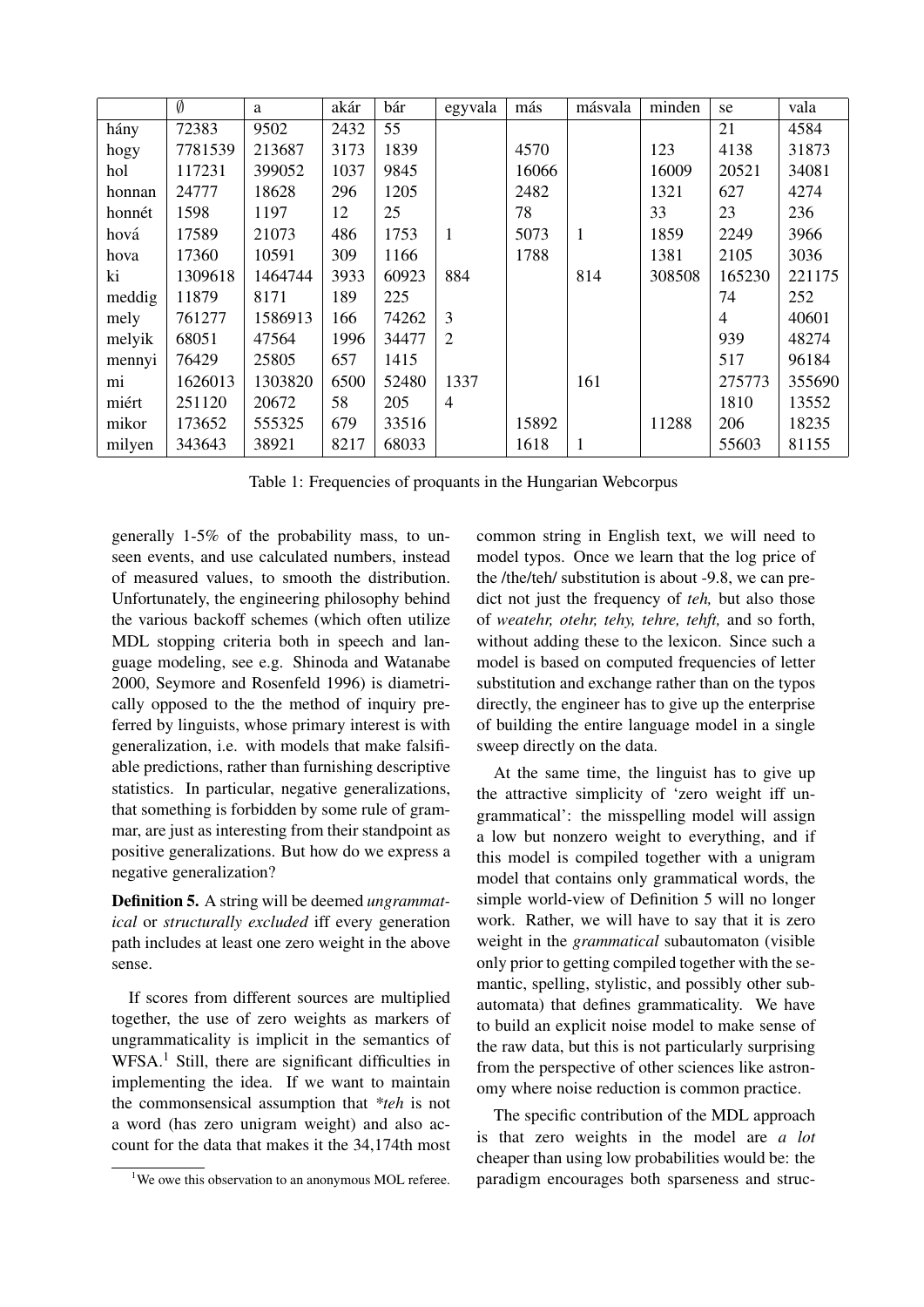| | $\emptyset$ | a | akár | bár | egyvala | más | másvala | minden | se | vala |
|---|---|---|---|---|---|---|---|---|---|---|
| hány | 72383 | 9502 | 2432 | 55 | | | | | 21 | 4584 |
| hogy | 7781539 | 213687 | 3173 | 1839 | | 4570 | | 123 | 4138 | 31873 |
| hol | 117231 | 399052 | 1037 | 9845 | | 16066 | | 16009 | 20521 | 34081 |
| honnan | 24777 | 18628 | 296 | 1205 | | 2482 | | 1321 | 627 | 4274 |
| honnét | 1598 | 1197 | 12 | 25 | | 78 | | 33 | 23 | 236 |
| hová | 17589 | 21073 | 486 | 1753 | 1 | 5073 | 1 | 1859 | 2249 | 3966 |
| hova | 17360 | 10591 | 309 | 1166 | | 1788 | | 1381 | 2105 | 3036 |
| ki | 1309618 | 1464744 | 3933 | 60923 | 884 | | 814 | 308508 | 165230 | 221175 |
| meddig | 11879 | 8171 | 189 | 225 | | | | | 74 | 252 |
| mely | 761277 | 1586913 | 166 | 74262 | 3 | | | | 4 | 40601 |
| melyik | 68051 | 47564 | 1996 | 34477 | 2 | | | | 939 | 48274 |
| mennyi | 76429 | 25805 | 657 | 1415 | | | | | 517 | 96184 |
| mi | 1626013 | 1303820 | 6500 | 52480 | 1337 | | 161 | | 275773 | 355690 |
| miért | 251120 | 20672 | 58 | 205 | 4 | | | | 1810 | 13552 |
| mikor | 173652 | 555325 | 679 | 33516 | | 15892 | | 11288 | 206 | 18235 |
| milyen | 343643 | 38921 | 8217 | 68033 | | 1618 | 1 | | 55603 | 81155 |

Table 1: Frequencies of proquants in the Hungarian Webcorpus

generally 1-5% of the probability mass, to unseen events, and use calculated numbers, instead of measured values, to smooth the distribution. Unfortunately, the engineering philosophy behind the various backoff schemes (which often utilize MDL stopping criteria both in speech and language modeling, see e.g. Shinoda and Watanabe 2000, Seymore and Rosenfeld 1996) is diametrically opposed to the the method of inquiry preferred by linguists, whose primary interest is with generalization, i.e. with models that make falsifiable predictions, rather than furnishing descriptive statistics. In particular, negative generalizations, that something is forbidden by some rule of grammar, are just as interesting from their standpoint as positive generalizations. But how do we express a negative generalization?

**Definition 5.** A string will be deemed *ungrammatical* or *structurally excluded* iff every generation path includes at least one zero weight in the above sense.

If scores from different sources are multiplied together, the use of zero weights as markers of ungrammaticality is implicit in the semantics of WFSA.[1] Still, there are significant difficulties in implementing the idea. If we want to maintain the commonsensical assumption that *\*teh* is not a word (has zero unigram weight) and also account for the data that makes it the 34,174th most common string in English text, we will need to model typos. Once we learn that the log price of the /the/teh/ substitution is about -9.8, we can predict not just the frequency of *teh,* but also those of *weatehr, otehr, tehy, tehre, tehft,* and so forth, without adding these to the lexicon. Since such a model is based on computed frequencies of letter substitution and exchange rather than on the typos directly, the engineer has to give up the enterprise of building the entire language model in a single sweep directly on the data.

At the same time, the linguist has to give up the attractive simplicity of 'zero weight iff ungrammatical': the misspelling model will assign a low but nonzero weight to everything, and if this model is compiled together with a unigram model that contains only grammatical words, the simple world-view of Definition 5 will no longer work. Rather, we will have to say that it is zero weight in the *grammatical* subautomaton (visible only prior to getting compiled together with the semantic, spelling, stylistic, and possibly other subautomata) that defines grammaticality. We have to build an explicit noise model to make sense of the raw data, but this is not particularly surprising from the perspective of other sciences like astronomy where noise reduction is common practice.

The specific contribution of the MDL approach is that zero weights in the model are *a lot* cheaper than using low probabilities would be: the paradigm encourages both sparseness and struc-

[1] We owe this observation to an anonymous MOL referee.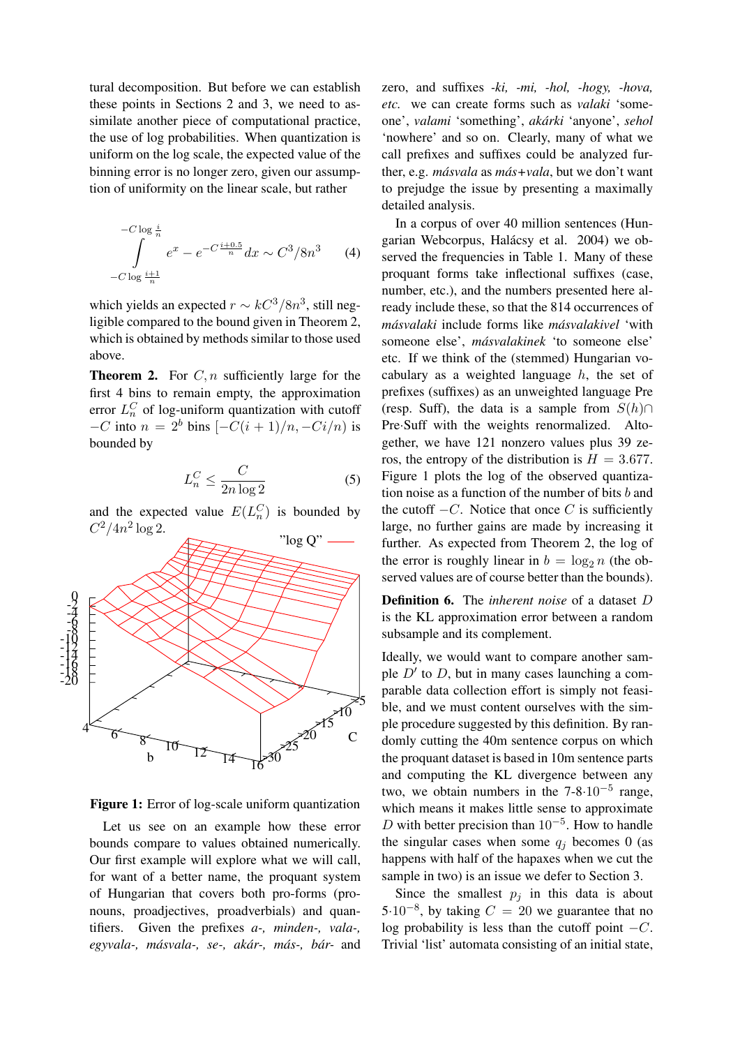tural decomposition. But before we can establish these points in Sections 2 and 3, we need to assimilate another piece of computational practice, the use of log probabilities. When quantization is uniform on the log scale, the expected value of the binning error is no longer zero, given our assumption of uniformity on the linear scale, but rather

$$\int_{-C\log\frac{i+1}{n}}^{-C\log\frac{i}{n}} e^x - e^{-C\frac{i+0.5}{n}}\,dx \sim C^3/8n^3 \tag{4}$$

which yields an expected $r \sim kC^3/8n^3$, still negligible compared to the bound given in Theorem 2, which is obtained by methods similar to those used above.

**Theorem 2.** For $C, n$ sufficiently large for the first 4 bins to remain empty, the approximation error $L_n^C$ of log-uniform quantization with cutoff $-C$ into $n = 2^b$ bins $[-C(i+1)/n, -Ci/n)$ is bounded by

$$L_n^C \le \frac{C}{2n\log 2} \tag{5}$$

and the expected value $E(L_n^C)$ is bounded by $C^2/4n^2 \log 2$.

**Figure 1:** Error of log-scale uniform quantization

Let us see on an example how these error bounds compare to values obtained numerically. Our first example will explore what we will call, for want of a better name, the proquant system of Hungarian that covers both pro-forms (pronouns, proadjectives, proadverbials) and quantifiers. Given the prefixes *a-, minden-, vala-, egyvala-, másvala-, se-, akár-, más-, bár-* and zero, and suffixes *-ki, -mi, -hol, -hogy, -hova, etc.* we can create forms such as *valaki* 'someone', *valami* 'something', *akárki* 'anyone', *sehol* 'nowhere' and so on. Clearly, many of what we call prefixes and suffixes could be analyzed further, e.g. *másvala* as *más+vala*, but we don't want to prejudge the issue by presenting a maximally detailed analysis.

In a corpus of over 40 million sentences (Hungarian Webcorpus, Halácsy et al. 2004) we observed the frequencies in Table 1. Many of these proquant forms take inflectional suffixes (case, number, etc.), and the numbers presented here already include these, so that the 814 occurrences of *másvalaki* include forms like *másvalakivel* 'with someone else', *másvalakinek* 'to someone else' etc. If we think of the (stemmed) Hungarian vocabulary as a weighted language $h$, the set of prefixes (suffixes) as an unweighted language Pre (resp. Suff), the data is a sample from $S(h) \cap \text{Pre}\cdot\text{Suff}$ with the weights renormalized. Altogether, we have 121 nonzero values plus 39 zeros, the entropy of the distribution is $H = 3.677$. Figure 1 plots the log of the observed quantization noise as a function of the number of bits $b$ and the cutoff $-C$. Notice that once $C$ is sufficiently large, no further gains are made by increasing it further. As expected from Theorem 2, the log of the error is roughly linear in $b = \log_2 n$ (the observed values are of course better than the bounds).

**Definition 6.** The *inherent noise* of a dataset $D$ is the KL approximation error between a random subsample and its complement.

Ideally, we would want to compare another sample $D'$ to $D$, but in many cases launching a comparable data collection effort is simply not feasible, and we must content ourselves with the simple procedure suggested by this definition. By randomly cutting the 40m sentence corpus on which the proquant dataset is based in 10m sentence parts and computing the KL divergence between any two, we obtain numbers in the $7\text{-}8{\cdot}10^{-5}$ range, which means it makes little sense to approximate $D$ with better precision than $10^{-5}$. How to handle the singular cases when some $q_j$ becomes 0 (as happens with half of the hapaxes when we cut the sample in two) is an issue we defer to Section 3.

Since the smallest $p_j$ in this data is about $5{\cdot}10^{-8}$, by taking $C = 20$ we guarantee that no log probability is less than the cutoff point $-C$. Trivial 'list' automata consisting of an initial state,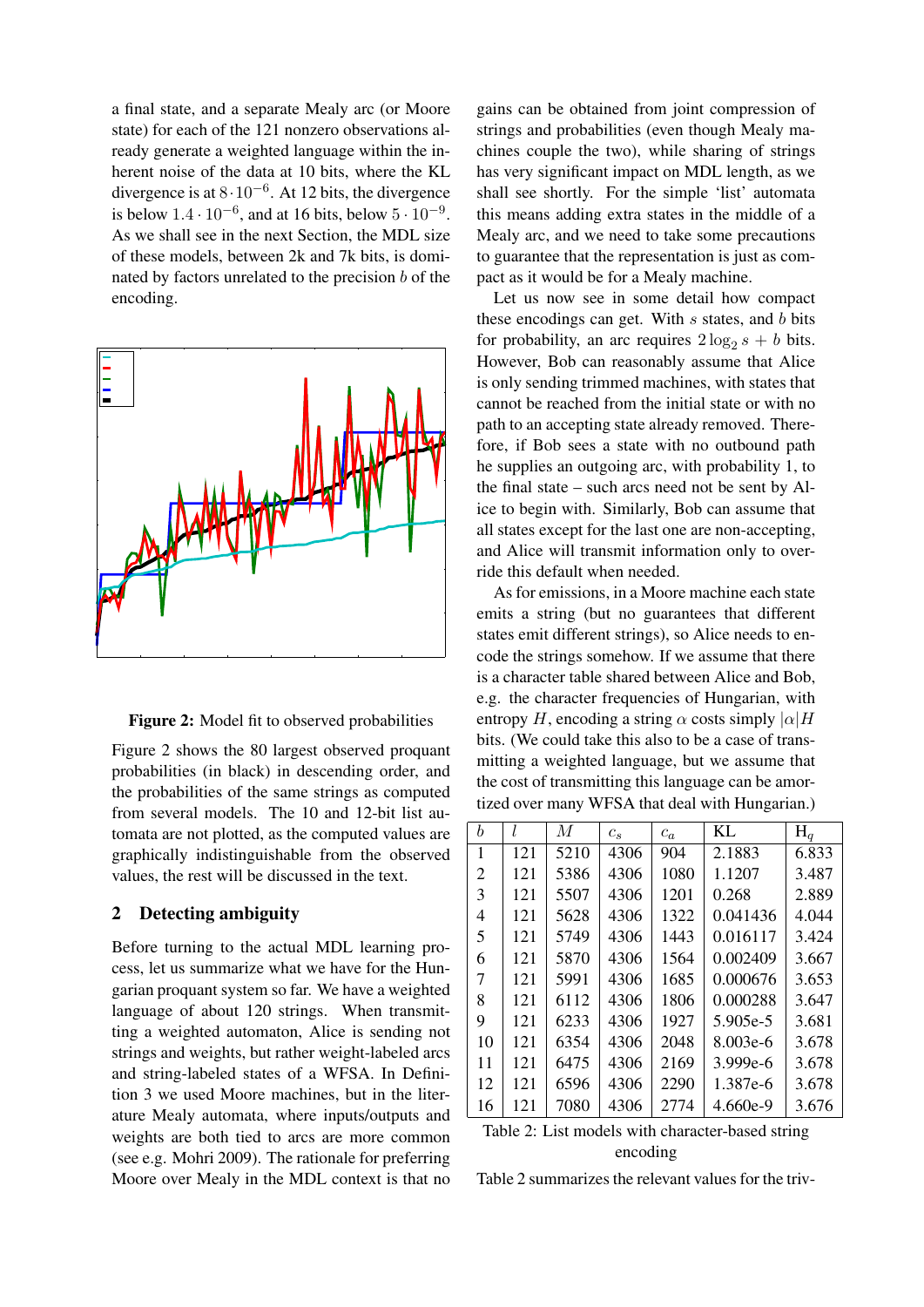a final state, and a separate Mealy arc (or Moore state) for each of the 121 nonzero observations already generate a weighted language within the inherent noise of the data at 10 bits, where the KL divergence is at $8 \cdot 10^{-6}$. At 12 bits, the divergence is below $1.4 \cdot 10^{-6}$, and at 16 bits, below $5 \cdot 10^{-9}$. As we shall see in the next Section, the MDL size of these models, between 2k and 7k bits, is dominated by factors unrelated to the precision $b$ of the encoding.

**Figure 2:** Model fit to observed probabilities

Figure 2 shows the 80 largest observed proquant probabilities (in black) in descending order, and the probabilities of the same strings as computed from several models. The 10 and 12-bit list automata are not plotted, as the computed values are graphically indistinguishable from the observed values, the rest will be discussed in the text.

## 2 Detecting ambiguity

Before turning to the actual MDL learning process, let us summarize what we have for the Hungarian proquant system so far. We have a weighted language of about 120 strings. When transmitting a weighted automaton, Alice is sending not strings and weights, but rather weight-labeled arcs and string-labeled states of a WFSA. In Definition 3 we used Moore machines, but in the literature Mealy automata, where inputs/outputs and weights are both tied to arcs are more common (see e.g. Mohri 2009). The rationale for preferring Moore over Mealy in the MDL context is that no gains can be obtained from joint compression of strings and probabilities (even though Mealy machines couple the two), while sharing of strings has very significant impact on MDL length, as we shall see shortly. For the simple 'list' automata this means adding extra states in the middle of a Mealy arc, and we need to take some precautions to guarantee that the representation is just as compact as it would be for a Mealy machine.

Let us now see in some detail how compact these encodings can get. With $s$ states, and $b$ bits for probability, an arc requires $2\log_2 s + b$ bits. However, Bob can reasonably assume that Alice is only sending trimmed machines, with states that cannot be reached from the initial state or with no path to an accepting state already removed. Therefore, if Bob sees a state with no outbound path he supplies an outgoing arc, with probability 1, to the final state – such arcs need not be sent by Alice to begin with. Similarly, Bob can assume that all states except for the last one are non-accepting, and Alice will transmit information only to override this default when needed.

As for emissions, in a Moore machine each state emits a string (but no guarantees that different states emit different strings), so Alice needs to encode the strings somehow. If we assume that there is a character table shared between Alice and Bob, e.g. the character frequencies of Hungarian, with entropy $H$, encoding a string $\alpha$ costs simply $|\alpha|H$ bits. (We could take this also to be a case of transmitting a weighted language, but we assume that the cost of transmitting this language can be amortized over many WFSA that deal with Hungarian.)

| $b$ | $l$ | $M$ | $c_s$ | $c_a$ | KL | $H_q$ |
|---|---|---|---|---|---|---|
| 1 | 121 | 5210 | 4306 | 904 | 2.1883 | 6.833 |
| 2 | 121 | 5386 | 4306 | 1080 | 1.1207 | 3.487 |
| 3 | 121 | 5507 | 4306 | 1201 | 0.268 | 2.889 |
| 4 | 121 | 5628 | 4306 | 1322 | 0.041436 | 4.044 |
| 5 | 121 | 5749 | 4306 | 1443 | 0.016117 | 3.424 |
| 6 | 121 | 5870 | 4306 | 1564 | 0.002409 | 3.667 |
| 7 | 121 | 5991 | 4306 | 1685 | 0.000676 | 3.653 |
| 8 | 121 | 6112 | 4306 | 1806 | 0.000288 | 3.647 |
| 9 | 121 | 6233 | 4306 | 1927 | 5.905e-5 | 3.681 |
| 10 | 121 | 6354 | 4306 | 2048 | 8.003e-6 | 3.678 |
| 11 | 121 | 6475 | 4306 | 2169 | 3.999e-6 | 3.678 |
| 12 | 121 | 6596 | 4306 | 2290 | 1.387e-6 | 3.678 |
| 16 | 121 | 7080 | 4306 | 2774 | 4.660e-9 | 3.676 |

Table 2: List models with character-based string encoding

Table 2 summarizes the relevant values for the triv-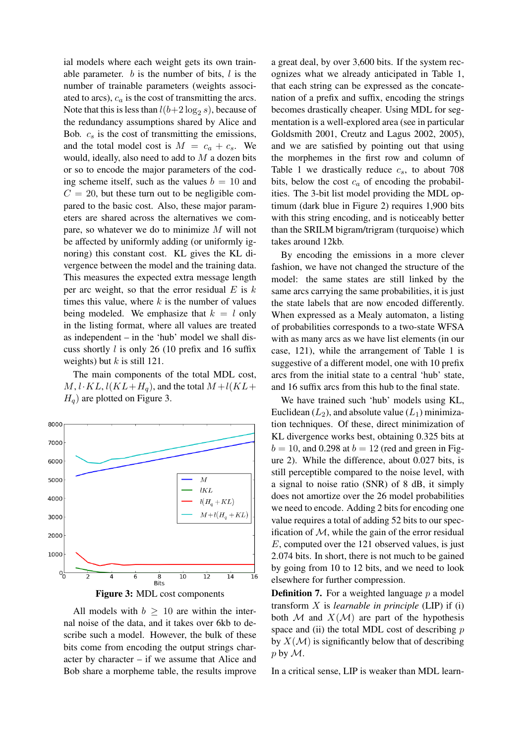ial models where each weight gets its own trainable parameter. $b$ is the number of bits, $l$ is the number of trainable parameters (weights associated to arcs), $c_a$ is the cost of transmitting the arcs. Note that this is less than $l(b+2\log_2 s)$, because of the redundancy assumptions shared by Alice and Bob. $c_s$ is the cost of transmitting the emissions, and the total model cost is $M = c_a + c_s$. We would, ideally, also need to add to $M$ a dozen bits or so to encode the major parameters of the coding scheme itself, such as the values $b = 10$ and $C = 20$, but these turn out to be negligible compared to the basic cost. Also, these major parameters are shared across the alternatives we compare, so whatever we do to minimize $M$ will not be affected by uniformly adding (or uniformly ignoring) this constant cost. KL gives the KL divergence between the model and the training data. This measures the expected extra message length per arc weight, so that the error residual $E$ is $k$ times this value, where $k$ is the number of values being modeled. We emphasize that $k = l$ only in the listing format, where all values are treated as independent – in the 'hub' model we shall discuss shortly $l$ is only 26 (10 prefix and 16 suffix weights) but $k$ is still 121.

The main components of the total MDL cost, $M, l \cdot KL, l(KL+H_q)$, and the total $M+l(KL+H_q)$ are plotted on Figure 3.

**Figure 3:** MDL cost components

All models with $b \geq 10$ are within the internal noise of the data, and it takes over 6kb to describe such a model. However, the bulk of these bits come from encoding the output strings character by character – if we assume that Alice and Bob share a morpheme table, the results improve a great deal, by over 3,600 bits. If the system recognizes what we already anticipated in Table 1, that each string can be expressed as the concatenation of a prefix and suffix, encoding the strings becomes drastically cheaper. Using MDL for segmentation is a well-explored area (see in particular Goldsmith 2001, Creutz and Lagus 2002, 2005), and we are satisfied by pointing out that using the morphemes in the first row and column of Table 1 we drastically reduce $c_s$, to about 708 bits, below the cost $c_a$ of encoding the probabilities. The 3-bit list model providing the MDL optimum (dark blue in Figure 2) requires 1,900 bits with this string encoding, and is noticeably better than the SRILM bigram/trigram (turquoise) which takes around 12kb.

By encoding the emissions in a more clever fashion, we have not changed the structure of the model: the same states are still linked by the same arcs carrying the same probabilities, it is just the state labels that are now encoded differently. When expressed as a Mealy automaton, a listing of probabilities corresponds to a two-state WFSA with as many arcs as we have list elements (in our case, 121), while the arrangement of Table 1 is suggestive of a different model, one with 10 prefix arcs from the initial state to a central 'hub' state, and 16 suffix arcs from this hub to the final state.

We have trained such 'hub' models using KL, Euclidean ($L_2$), and absolute value ($L_1$) minimization techniques. Of these, direct minimization of KL divergence works best, obtaining 0.325 bits at $b = 10$, and 0.298 at $b = 12$ (red and green in Figure 2). While the difference, about 0.027 bits, is still perceptible compared to the noise level, with a signal to noise ratio (SNR) of 8 dB, it simply does not amortize over the 26 model probabilities we need to encode. Adding 2 bits for encoding one value requires a total of adding 52 bits to our specification of $\mathcal{M}$, while the gain of the error residual $E$, computed over the 121 observed values, is just 2.074 bits. In short, there is not much to be gained by going from 10 to 12 bits, and we need to look elsewhere for further compression.

**Definition 7.** For a weighted language $p$ a model transform $X$ is *learnable in principle* (LIP) if (i) both $\mathcal{M}$ and $X(\mathcal{M})$ are part of the hypothesis space and (ii) the total MDL cost of describing $p$ by $X(\mathcal{M})$ is significantly below that of describing $p$ by $\mathcal{M}$.

In a critical sense, LIP is weaker than MDL learn-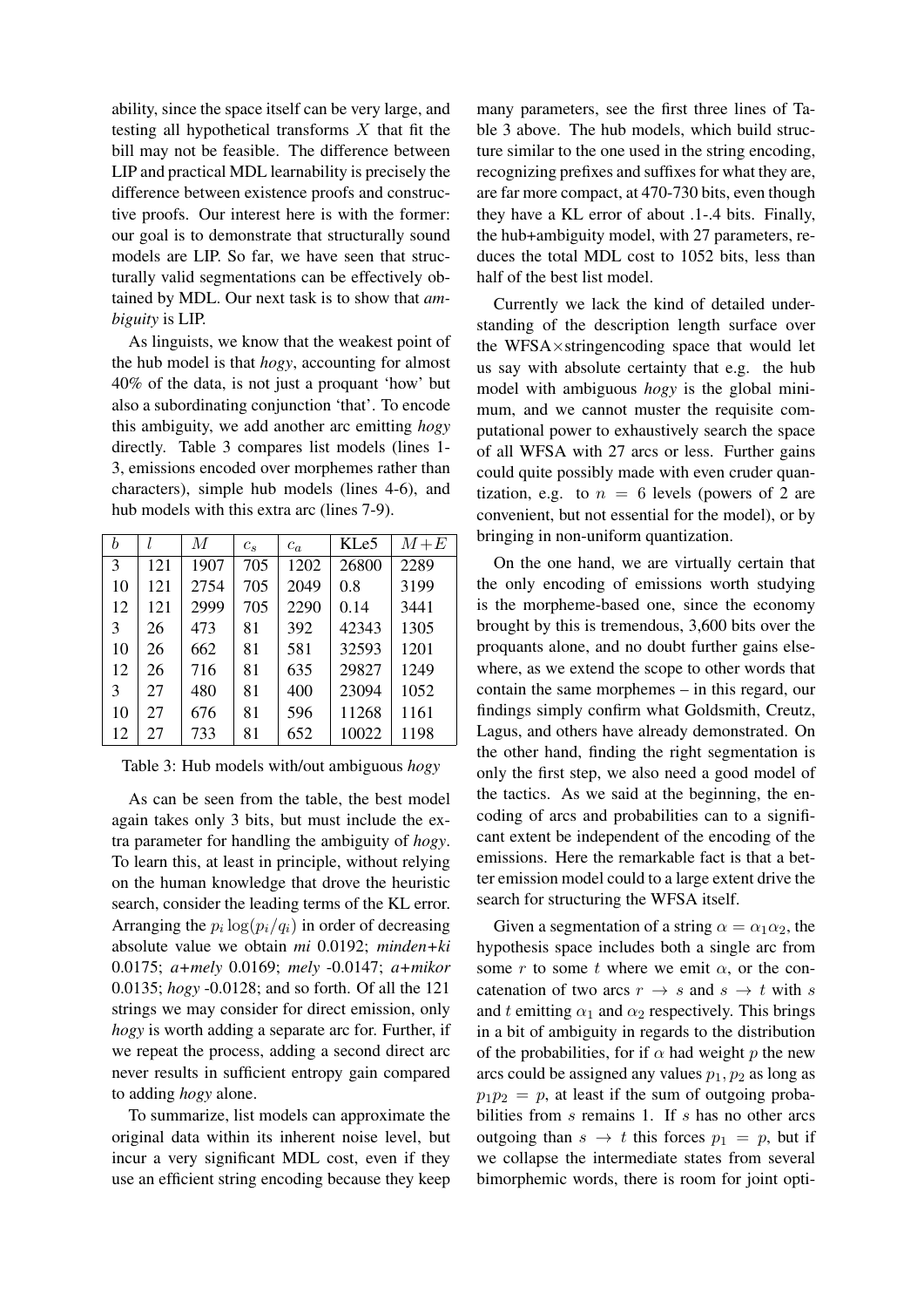ability, since the space itself can be very large, and testing all hypothetical transforms $X$ that fit the bill may not be feasible. The difference between LIP and practical MDL learnability is precisely the difference between existence proofs and constructive proofs. Our interest here is with the former: our goal is to demonstrate that structurally sound models are LIP. So far, we have seen that structurally valid segmentations can be effectively obtained by MDL. Our next task is to show that *ambiguity* is LIP.

As linguists, we know that the weakest point of the hub model is that *hogy*, accounting for almost 40% of the data, is not just a proquant 'how' but also a subordinating conjunction 'that'. To encode this ambiguity, we add another arc emitting *hogy* directly. Table 3 compares list models (lines 1-3, emissions encoded over morphemes rather than characters), simple hub models (lines 4-6), and hub models with this extra arc (lines 7-9).

| $b$ | $l$ | $M$ | $c_s$ | $c_a$ | KLe5 | $M+E$ |
|---|---|---|---|---|---|---|
| 3 | 121 | 1907 | 705 | 1202 | 26800 | 2289 |
| 10 | 121 | 2754 | 705 | 2049 | 0.8 | 3199 |
| 12 | 121 | 2999 | 705 | 2290 | 0.14 | 3441 |
| 3 | 26 | 473 | 81 | 392 | 42343 | 1305 |
| 10 | 26 | 662 | 81 | 581 | 32593 | 1201 |
| 12 | 26 | 716 | 81 | 635 | 29827 | 1249 |
| 3 | 27 | 480 | 81 | 400 | 23094 | 1052 |
| 10 | 27 | 676 | 81 | 596 | 11268 | 1161 |
| 12 | 27 | 733 | 81 | 652 | 10022 | 1198 |

Table 3: Hub models with/out ambiguous *hogy*

As can be seen from the table, the best model again takes only 3 bits, but must include the extra parameter for handling the ambiguity of *hogy*. To learn this, at least in principle, without relying on the human knowledge that drove the heuristic search, consider the leading terms of the KL error. Arranging the $p_i \log(p_i/q_i)$ in order of decreasing absolute value we obtain *mi* 0.0192; *minden+ki* 0.0175; *a+mely* 0.0169; *mely* -0.0147; *a+mikor* 0.0135; *hogy* -0.0128; and so forth. Of all the 121 strings we may consider for direct emission, only *hogy* is worth adding a separate arc for. Further, if we repeat the process, adding a second direct arc never results in sufficient entropy gain compared to adding *hogy* alone.

To summarize, list models can approximate the original data within its inherent noise level, but incur a very significant MDL cost, even if they use an efficient string encoding because they keep many parameters, see the first three lines of Table 3 above. The hub models, which build structure similar to the one used in the string encoding, recognizing prefixes and suffixes for what they are, are far more compact, at 470-730 bits, even though they have a KL error of about .1-.4 bits. Finally, the hub+ambiguity model, with 27 parameters, reduces the total MDL cost to 1052 bits, less than half of the best list model.

Currently we lack the kind of detailed understanding of the description length surface over the WFSA$\times$stringencoding space that would let us say with absolute certainty that e.g. the hub model with ambiguous *hogy* is the global minimum, and we cannot muster the requisite computational power to exhaustively search the space of all WFSA with 27 arcs or less. Further gains could quite possibly made with even cruder quantization, e.g. to $n = 6$ levels (powers of 2 are convenient, but not essential for the model), or by bringing in non-uniform quantization.

On the one hand, we are virtually certain that the only encoding of emissions worth studying is the morpheme-based one, since the economy brought by this is tremendous, 3,600 bits over the proquants alone, and no doubt further gains elsewhere, as we extend the scope to other words that contain the same morphemes – in this regard, our findings simply confirm what Goldsmith, Creutz, Lagus, and others have already demonstrated. On the other hand, finding the right segmentation is only the first step, we also need a good model of the tactics. As we said at the beginning, the encoding of arcs and probabilities can to a significant extent be independent of the encoding of the emissions. Here the remarkable fact is that a better emission model could to a large extent drive the search for structuring the WFSA itself.

Given a segmentation of a string $\alpha = \alpha_1\alpha_2$, the hypothesis space includes both a single arc from some $r$ to some $t$ where we emit $\alpha$, or the concatenation of two arcs $r \rightarrow s$ and $s \rightarrow t$ with $s$ and $t$ emitting $\alpha_1$ and $\alpha_2$ respectively. This brings in a bit of ambiguity in regards to the distribution of the probabilities, for if $\alpha$ had weight $p$ the new arcs could be assigned any values $p_1, p_2$ as long as $p_1 p_2 = p$, at least if the sum of outgoing probabilities from $s$ remains 1. If $s$ has no other arcs outgoing than $s \rightarrow t$ this forces $p_1 = p$, but if we collapse the intermediate states from several bimorphemic words, there is room for joint opti-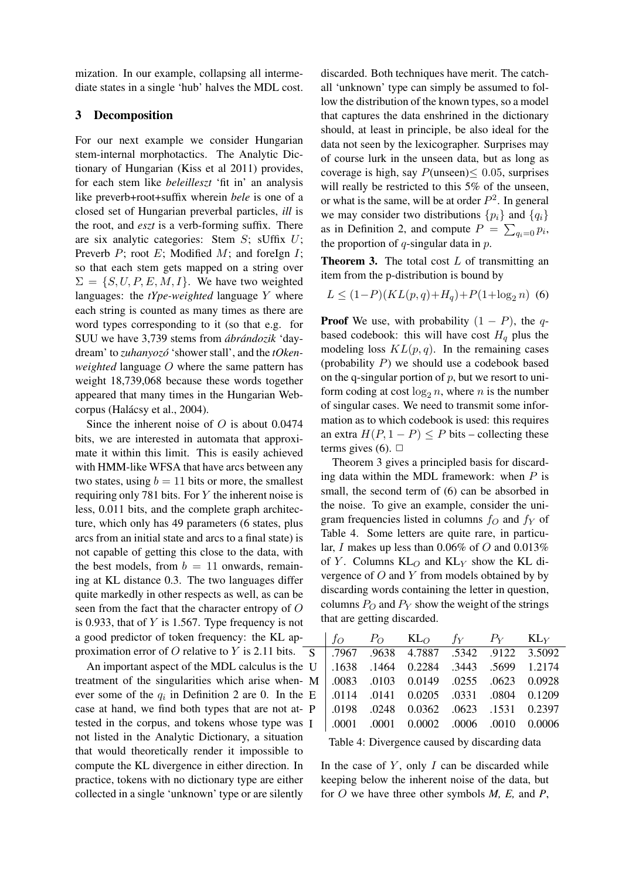mization. In our example, collapsing all intermediate states in a single 'hub' halves the MDL cost.

## 3 Decomposition

For our next example we consider Hungarian stem-internal morphotactics. The Analytic Dictionary of Hungarian (Kiss et al 2011) provides, for each stem like *beleilleszt* 'fit in' an analysis like preverb+root+suffix wherein *bele* is one of a closed set of Hungarian preverbal particles, *ill* is the root, and *eszt* is a verb-forming suffix. There are six analytic categories: Stem $S$; sUffix $U$; Preverb $P$; root $E$; Modified $M$; and foreIgn $I$; so that each stem gets mapped on a string over $\Sigma = \{S, U, P, E, M, I\}$. We have two weighted languages: the *tYpe-weighted* language $Y$ where each string is counted as many times as there are word types corresponding to it (so that e.g. for SUU we have 3,739 stems from *ábrándozik* 'daydream' to *zuhanyozó* 'shower stall', and the *tOken-weighted* language $O$ where the same pattern has weight 18,739,068 because these words together appeared that many times in the Hungarian Webcorpus (Halácsy et al., 2004).

Since the inherent noise of $O$ is about 0.0474 bits, we are interested in automata that approximate it within this limit. This is easily achieved with HMM-like WFSA that have arcs between any two states, using $b = 11$ bits or more, the smallest requiring only 781 bits. For $Y$ the inherent noise is less, 0.011 bits, and the complete graph architecture, which only has 49 parameters (6 states, plus arcs from an initial state and arcs to a final state) is not capable of getting this close to the data, with the best models, from $b = 11$ onwards, remaining at KL distance 0.3. The two languages differ quite markedly in other respects as well, as can be seen from the fact that the character entropy of $O$ is 0.933, that of $Y$ is 1.567. Type frequency is not a good predictor of token frequency: the KL approximation error of $O$ relative to $Y$ is 2.11 bits.

An important aspect of the MDL calculus is the treatment of the singularities which arise whenever some of the $q_i$ in Definition 2 are 0. In the case at hand, we find both types that are not attested in the corpus, and tokens whose type was not listed in the Analytic Dictionary, a situation that would theoretically render it impossible to compute the KL divergence in either direction. In practice, tokens with no dictionary type are either collected in a single 'unknown' type or are silently discarded. Both techniques have merit. The catch-all 'unknown' type can simply be assumed to follow the distribution of the known types, so a model that captures the data enshrined in the dictionary should, at least in principle, be also ideal for the data not seen by the lexicographer. Surprises may of course lurk in the unseen data, but as long as coverage is high, say $P(\text{unseen}) \leq 0.05$, surprises will really be restricted to this 5% of the unseen, or what is the same, will be at order $P^2$. In general we may consider two distributions $\{p_i\}$ and $\{q_i\}$ as in Definition 2, and compute $P = \sum_{q_i=0} p_i$, the proportion of $q$-singular data in $p$.

**Theorem 3.** The total cost $L$ of transmitting an item from the p-distribution is bound by

$$L \leq (1-P)(KL(p,q)+H_q)+P(1+\log_2 n) \quad (6)$$

**Proof** We use, with probability $(1 - P)$, the $q$-based codebook: this will have cost $H_q$ plus the modeling loss $KL(p, q)$. In the remaining cases (probability $P$) we should use a codebook based on the q-singular portion of $p$, but we resort to uniform coding at cost $\log_2 n$, where $n$ is the number of singular cases. We need to transmit some information as to which codebook is used: this requires an extra $H(P, 1 - P) \leq P$ bits – collecting these terms gives (6). □

Theorem 3 gives a principled basis for discarding data within the MDL framework: when $P$ is small, the second term of (6) can be absorbed in the noise. To give an example, consider the unigram frequencies listed in columns $f_O$ and $f_Y$ of Table 4. Some letters are quite rare, in particular, $I$ makes up less than 0.06% of $O$ and 0.013% of $Y$. Columns $\text{KL}_O$ and $\text{KL}_Y$ show the KL divergence of $O$ and $Y$ from models obtained by by discarding words containing the letter in question, columns $P_O$ and $P_Y$ show the weight of the strings that are getting discarded.

| | $f_O$ | $P_O$ | $\text{KL}_O$ | $f_Y$ | $P_Y$ | $\text{KL}_Y$ |
|---|---|---|---|---|---|---|
| S | .7967 | .9638 | 4.7887 | .5342 | .9122 | 3.5092 |
| U | .1638 | .1464 | 0.2284 | .3443 | .5699 | 1.2174 |
| M | .0083 | .0103 | 0.0149 | .0255 | .0623 | 0.0928 |
| E | .0114 | .0141 | 0.0205 | .0331 | .0804 | 0.1209 |
| P | .0198 | .0248 | 0.0362 | .0623 | .1531 | 0.2397 |
| I | .0001 | .0001 | 0.0002 | .0006 | .0010 | 0.0006 |

Table 4: Divergence caused by discarding data

In the case of $Y$, only $I$ can be discarded while keeping below the inherent noise of the data, but for $O$ we have three other symbols *M, E,* and *P*,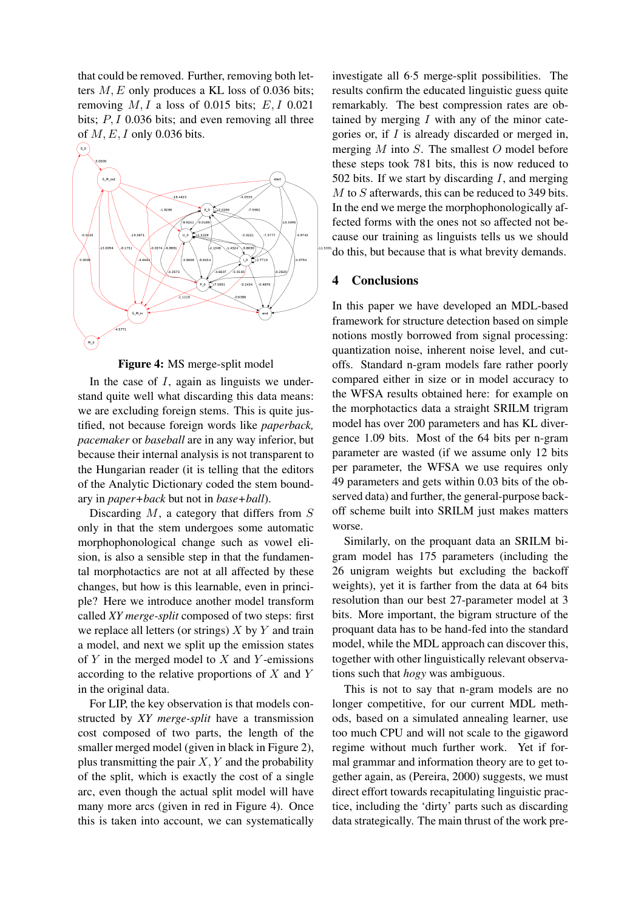that could be removed. Further, removing both letters $M, E$ only produces a KL loss of 0.036 bits; removing $M, I$ a loss of 0.015 bits; $E, I$ 0.021 bits; $P, I$ 0.036 bits; and even removing all three of $M, E, I$ only 0.036 bits.

**Figure 4:** MS merge-split model

In the case of $I$, again as linguists we understand quite well what discarding this data means: we are excluding foreign stems. This is quite justified, not because foreign words like *paperback, pacemaker* or *baseball* are in any way inferior, but because their internal analysis is not transparent to the Hungarian reader (it is telling that the editors of the Analytic Dictionary coded the stem boundary in *paper+back* but not in *base+ball*).

Discarding $M$, a category that differs from $S$ only in that the stem undergoes some automatic morphophonological change such as vowel elision, is also a sensible step in that the fundamental morphotactics are not at all affected by these changes, but how is this learnable, even in principle? Here we introduce another model transform called *XY merge-split* composed of two steps: first we replace all letters (or strings) $X$ by $Y$ and train a model, and next we split up the emission states of $Y$ in the merged model to $X$ and $Y$-emissions according to the relative proportions of $X$ and $Y$ in the original data.

For LIP, the key observation is that models constructed by *XY merge-split* have a transmission cost composed of two parts, the length of the smaller merged model (given in black in Figure 2), plus transmitting the pair $X, Y$ and the probability of the split, which is exactly the cost of a single arc, even though the actual split model will have many more arcs (given in red in Figure 4). Once this is taken into account, we can systematically investigate all $6{\cdot}5$ merge-split possibilities. The results confirm the educated linguistic guess quite remarkably. The best compression rates are obtained by merging $I$ with any of the minor categories or, if $I$ is already discarded or merged in, merging $M$ into $S$. The smallest $O$ model before these steps took 781 bits, this is now reduced to 502 bits. If we start by discarding $I$, and merging $M$ to $S$ afterwards, this can be reduced to 349 bits. In the end we merge the morphophonologically affected forms with the ones not so affected not because our training as linguists tells us we should do this, but because that is what brevity demands.

## 4 Conclusions

In this paper we have developed an MDL-based framework for structure detection based on simple notions mostly borrowed from signal processing: quantization noise, inherent noise level, and cutoffs. Standard n-gram models fare rather poorly compared either in size or in model accuracy to the WFSA results obtained here: for example on the morphotactics data a straight SRILM trigram model has over 200 parameters and has KL divergence 1.09 bits. Most of the 64 bits per n-gram parameter are wasted (if we assume only 12 bits per parameter, the WFSA we use requires only 49 parameters and gets within 0.03 bits of the observed data) and further, the general-purpose backoff scheme built into SRILM just makes matters worse.

Similarly, on the proquant data an SRILM bigram model has 175 parameters (including the 26 unigram weights but excluding the backoff weights), yet it is farther from the data at 64 bits resolution than our best 27-parameter model at 3 bits. More important, the bigram structure of the proquant data has to be hand-fed into the standard model, while the MDL approach can discover this, together with other linguistically relevant observations such that *hogy* was ambiguous.

This is not to say that n-gram models are no longer competitive, for our current MDL methods, based on a simulated annealing learner, use too much CPU and will not scale to the gigaword regime without much further work. Yet if formal grammar and information theory are to get together again, as (Pereira, 2000) suggests, we must direct effort towards recapitulating linguistic practice, including the 'dirty' parts such as discarding data strategically. The main thrust of the work pre-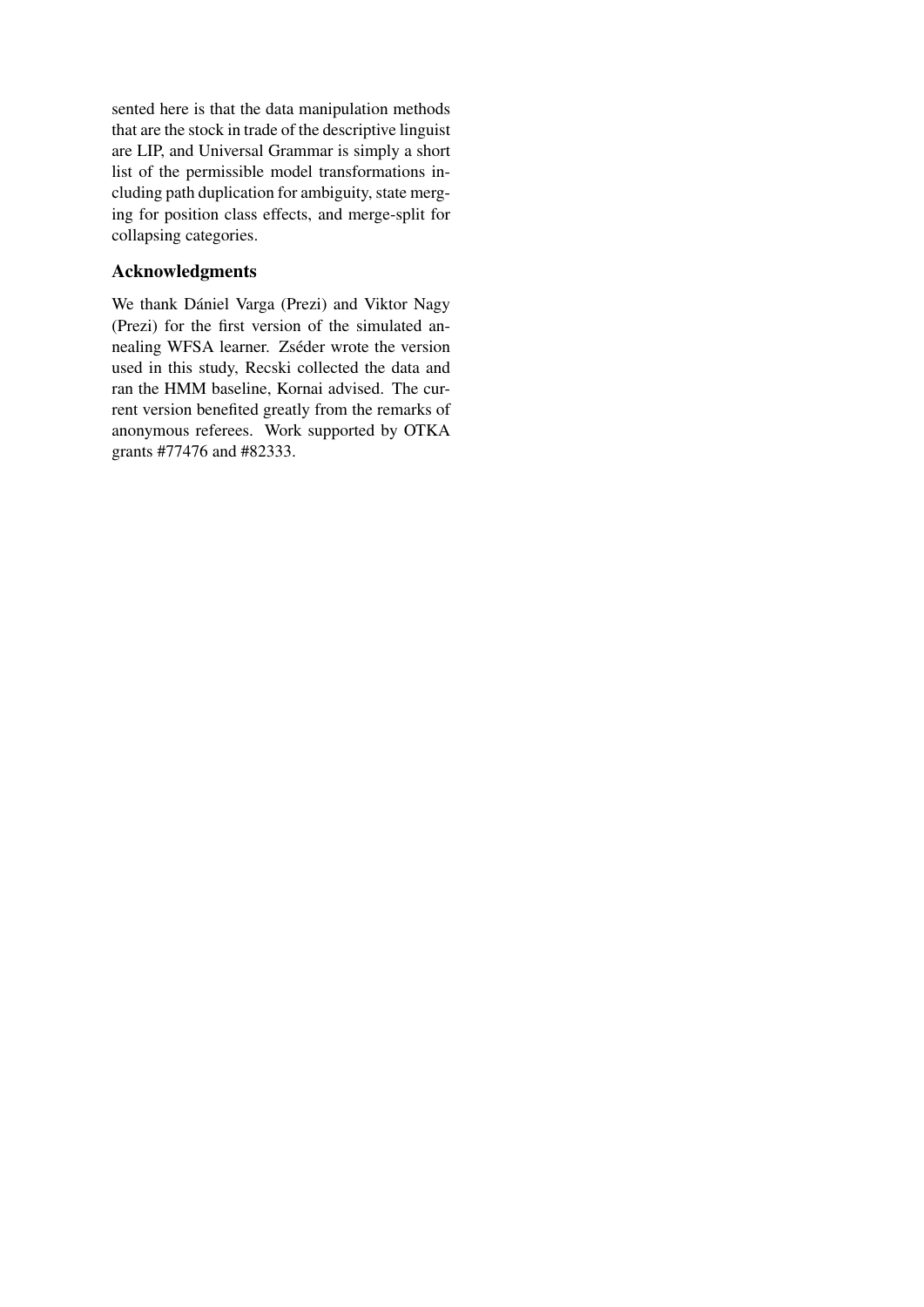sented here is that the data manipulation methods that are the stock in trade of the descriptive linguist are LIP, and Universal Grammar is simply a short list of the permissible model transformations including path duplication for ambiguity, state merging for position class effects, and merge-split for collapsing categories.

## Acknowledgments

We thank Dániel Varga (Prezi) and Viktor Nagy (Prezi) for the first version of the simulated annealing WFSA learner. Zséder wrote the version used in this study, Recski collected the data and ran the HMM baseline, Kornai advised. The current version benefited greatly from the remarks of anonymous referees. Work supported by OTKA grants #77476 and #82333.